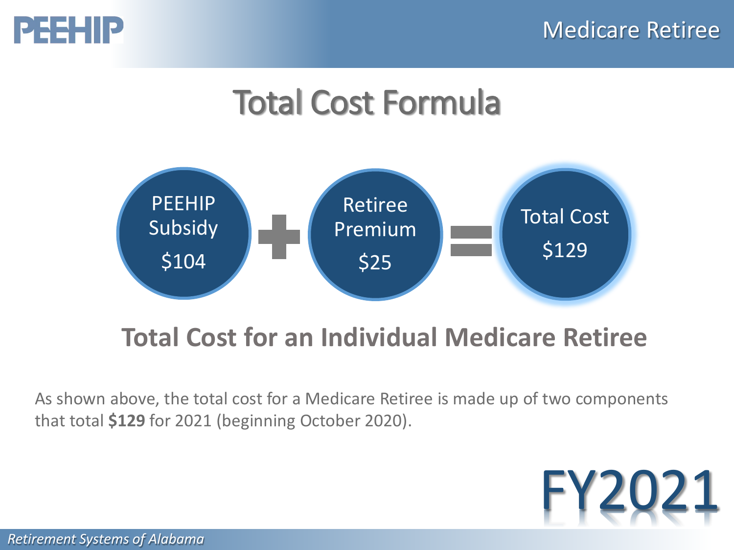# Total Cost Formula

PEEHIP Subsidy $104 + Retiree Premium $25 = Total Cost $129

## Total Cost for an Individual Medicare Retiree

As shown above, the total cost for a Medicare Retiree is made up of two components that total **$129** for 2021 (beginning October 2020).

FY2021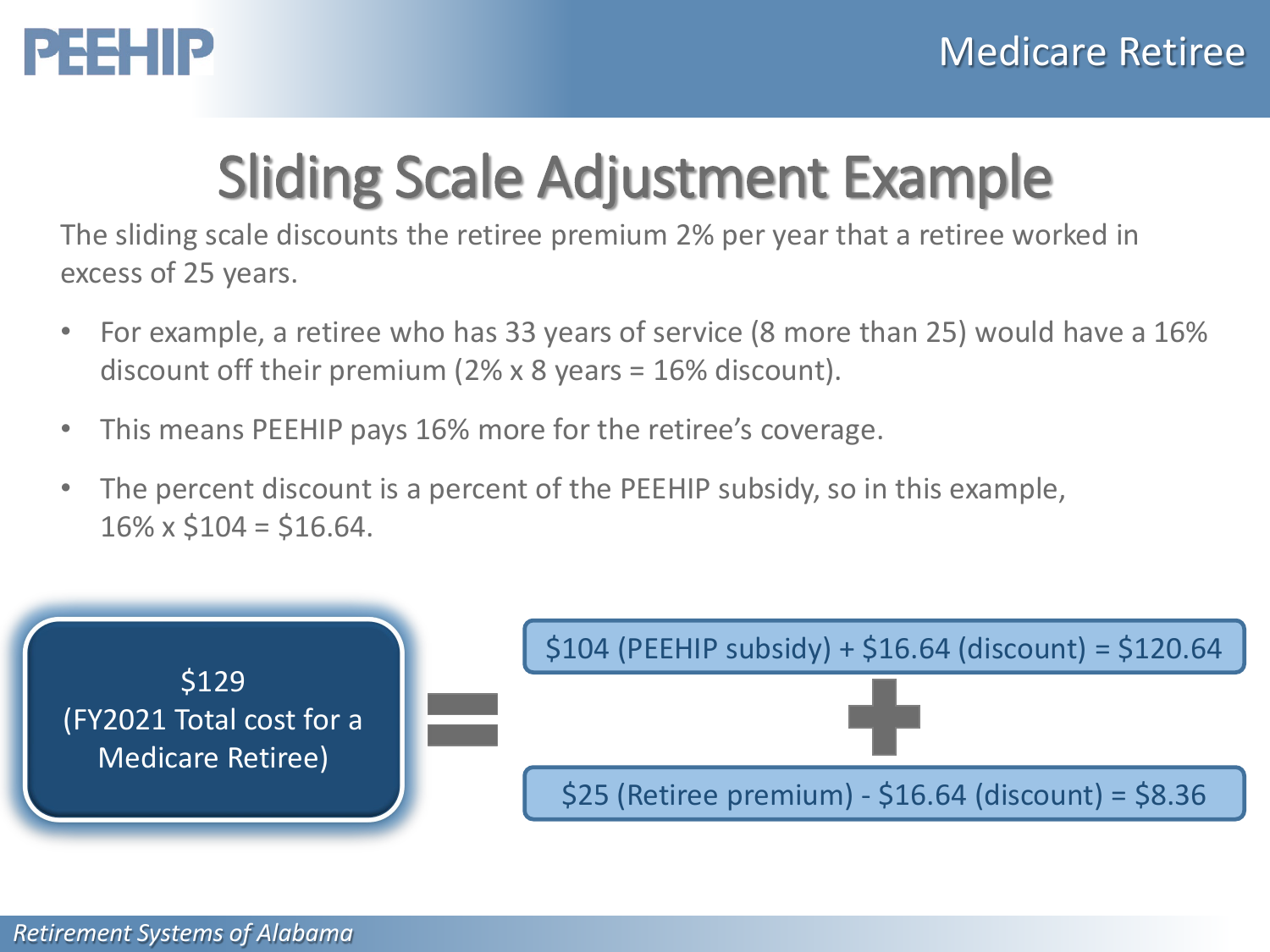# Sliding Scale Adjustment Example

The sliding scale discounts the retiree premium 2% per year that a retiree worked in excess of 25 years.

- For example, a retiree who has 33 years of service (8 more than 25) would have a 16% discount off their premium (2% x 8 years = 16% discount).
- This means PEEHIP pays 16% more for the retiree's coverage.
- The percent discount is a percent of the PEEHIP subsidy, so in this example, 16% x $104 = $16.64.

$129 (FY2021 Total cost for a Medicare Retiree)

=

$104 (PEEHIP subsidy) + $16.64 (discount) = $120.64

+

$25 (Retiree premium) - $16.64 (discount) = $8.36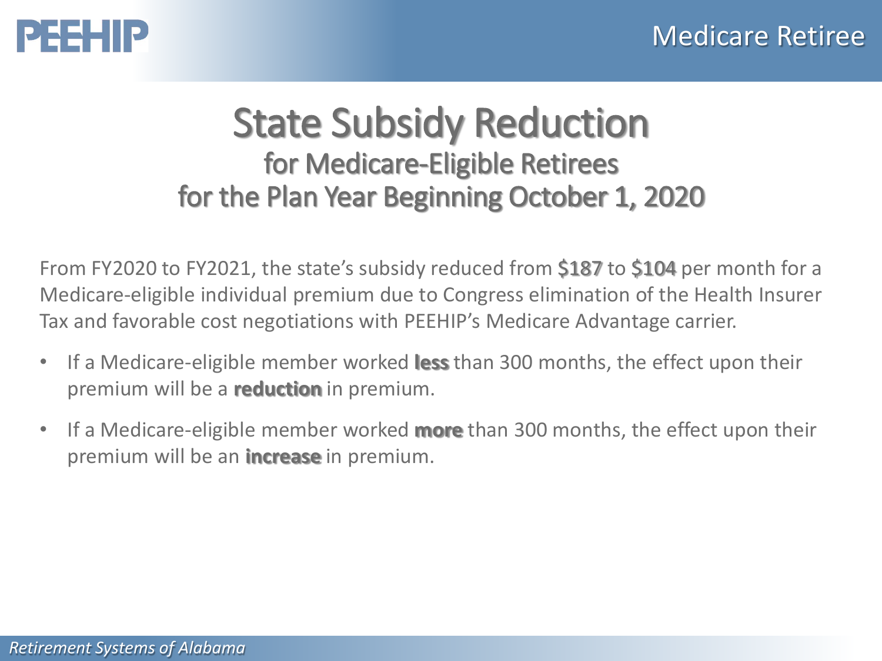# State Subsidy Reduction

## for Medicare-Eligible Retirees for the Plan Year Beginning October 1, 2020

From FY2020 to FY2021, the state's subsidy reduced from **$187** to **$104** per month for a Medicare-eligible individual premium due to Congress elimination of the Health Insurer Tax and favorable cost negotiations with PEEHIP's Medicare Advantage carrier.

- If a Medicare-eligible member worked **less** than 300 months, the effect upon their premium will be a **reduction** in premium.
- If a Medicare-eligible member worked **more** than 300 months, the effect upon their premium will be an **increase** in premium.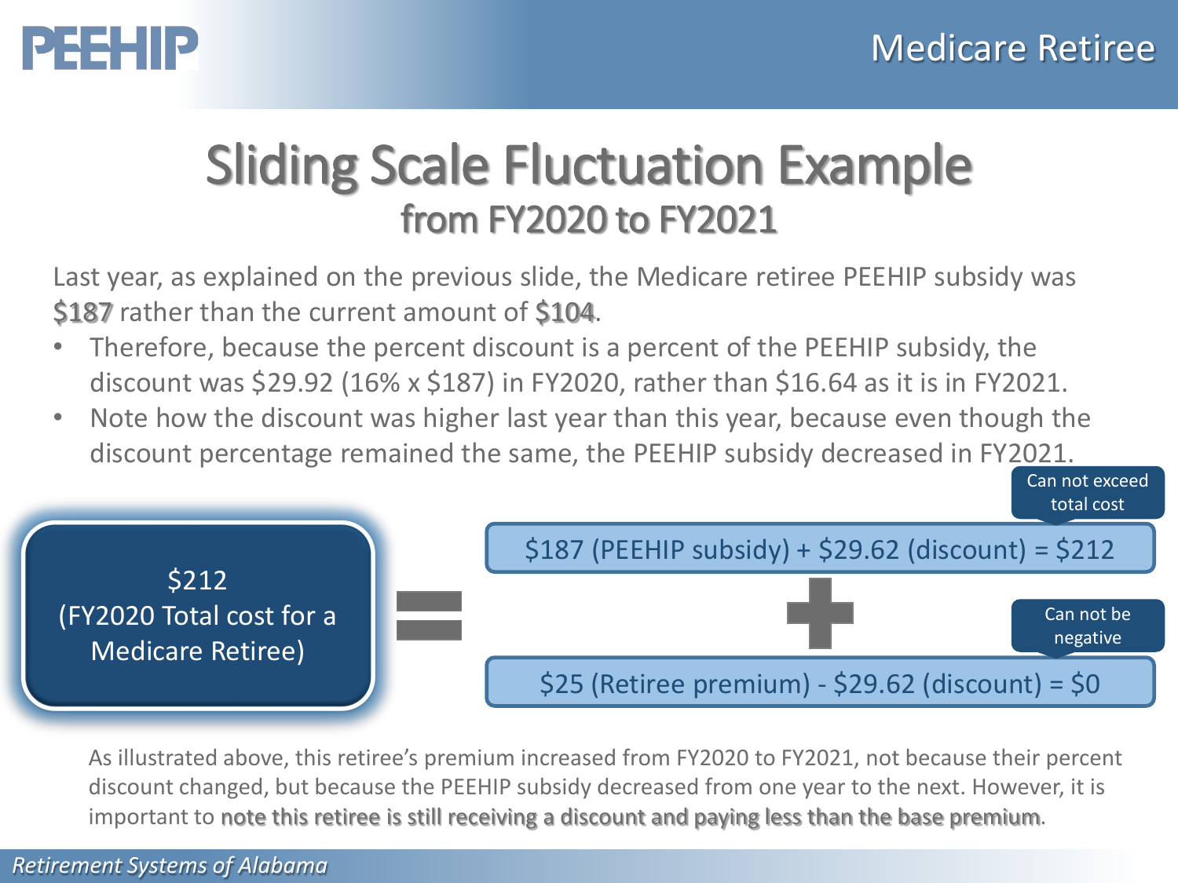# Sliding Scale Fluctuation Example

## from FY2020 to FY2021

Last year, as explained on the previous slide, the Medicare retiree PEEHIP subsidy was **$187** rather than the current amount of **$104**.

- Therefore, because the percent discount is a percent of the PEEHIP subsidy, the discount was $29.92 (16% x $187) in FY2020, rather than $16.64 as it is in FY2021.
- Note how the discount was higher last year than this year, because even though the discount percentage remained the same, the PEEHIP subsidy decreased in FY2021.

$212 (FY2020 Total cost for a Medicare Retiree)

=

$187 (PEEHIP subsidy) + $29.62 (discount) = $212 — *Can not exceed total cost*

\+

$25 (Retiree premium) - $29.62 (discount) = $0 — *Can not be negative*

As illustrated above, this retiree's premium increased from FY2020 to FY2021, not because their percent discount changed, but because the PEEHIP subsidy decreased from one year to the next. However, it is important to **note this retiree is still receiving a discount and paying less than the base premium**.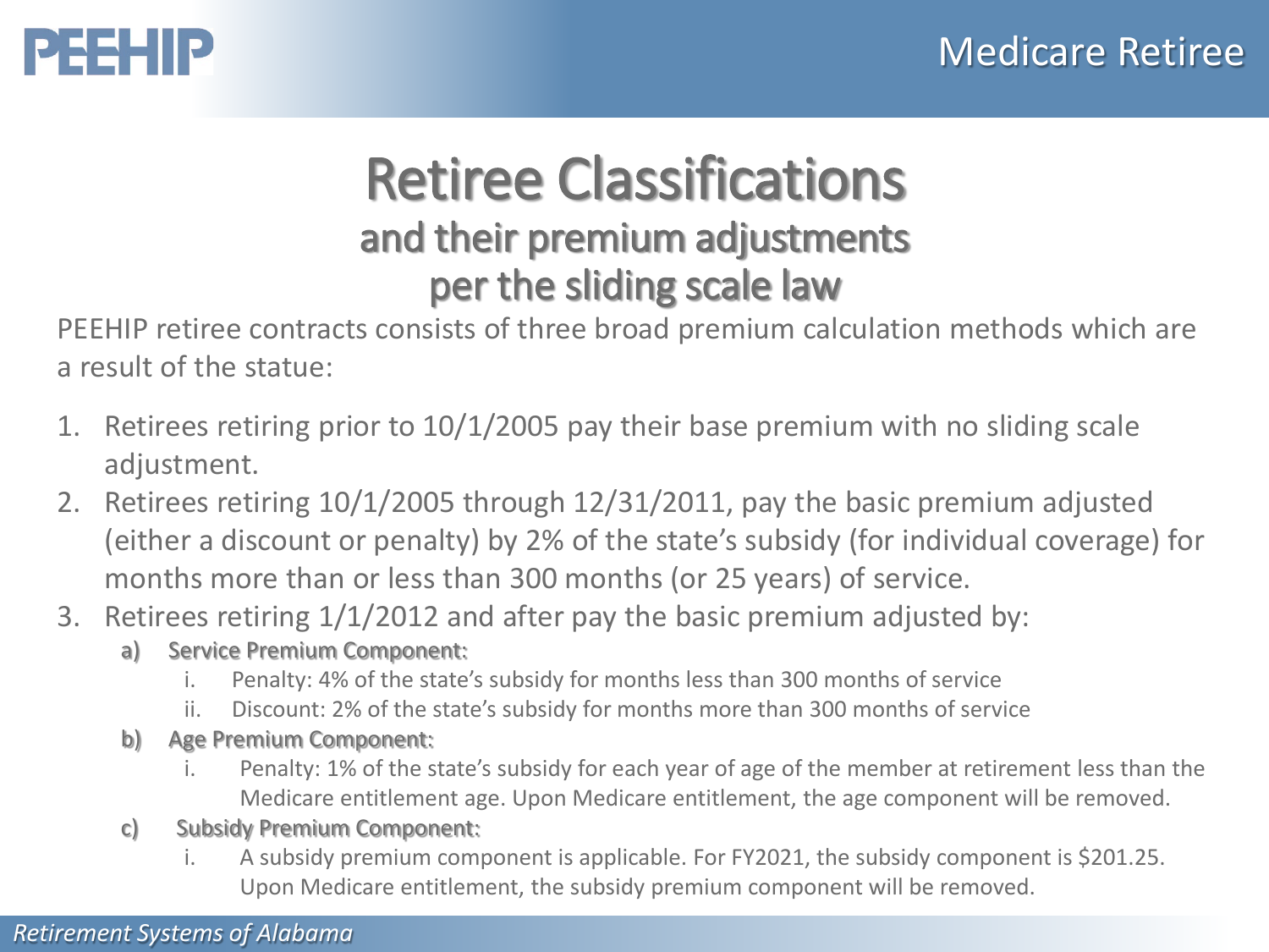# Retiree Classifications

## and their premium adjustments per the sliding scale law

PEEHIP retiree contracts consists of three broad premium calculation methods which are a result of the statue:

1. Retirees retiring prior to 10/1/2005 pay their base premium with no sliding scale adjustment.
2. Retirees retiring 10/1/2005 through 12/31/2011, pay the basic premium adjusted (either a discount or penalty) by 2% of the state's subsidy (for individual coverage) for months more than or less than 300 months (or 25 years) of service.
3. Retirees retiring 1/1/2012 and after pay the basic premium adjusted by:
   a) **Service Premium Component:**
      i. Penalty: 4% of the state's subsidy for months less than 300 months of service
      ii. Discount: 2% of the state's subsidy for months more than 300 months of service
   b) **Age Premium Component:**
      i. Penalty: 1% of the state's subsidy for each year of age of the member at retirement less than the Medicare entitlement age. Upon Medicare entitlement, the age component will be removed.
   c) **Subsidy Premium Component:**
      i. A subsidy premium component is applicable. For FY2021, the subsidy component is $201.25. Upon Medicare entitlement, the subsidy premium component will be removed.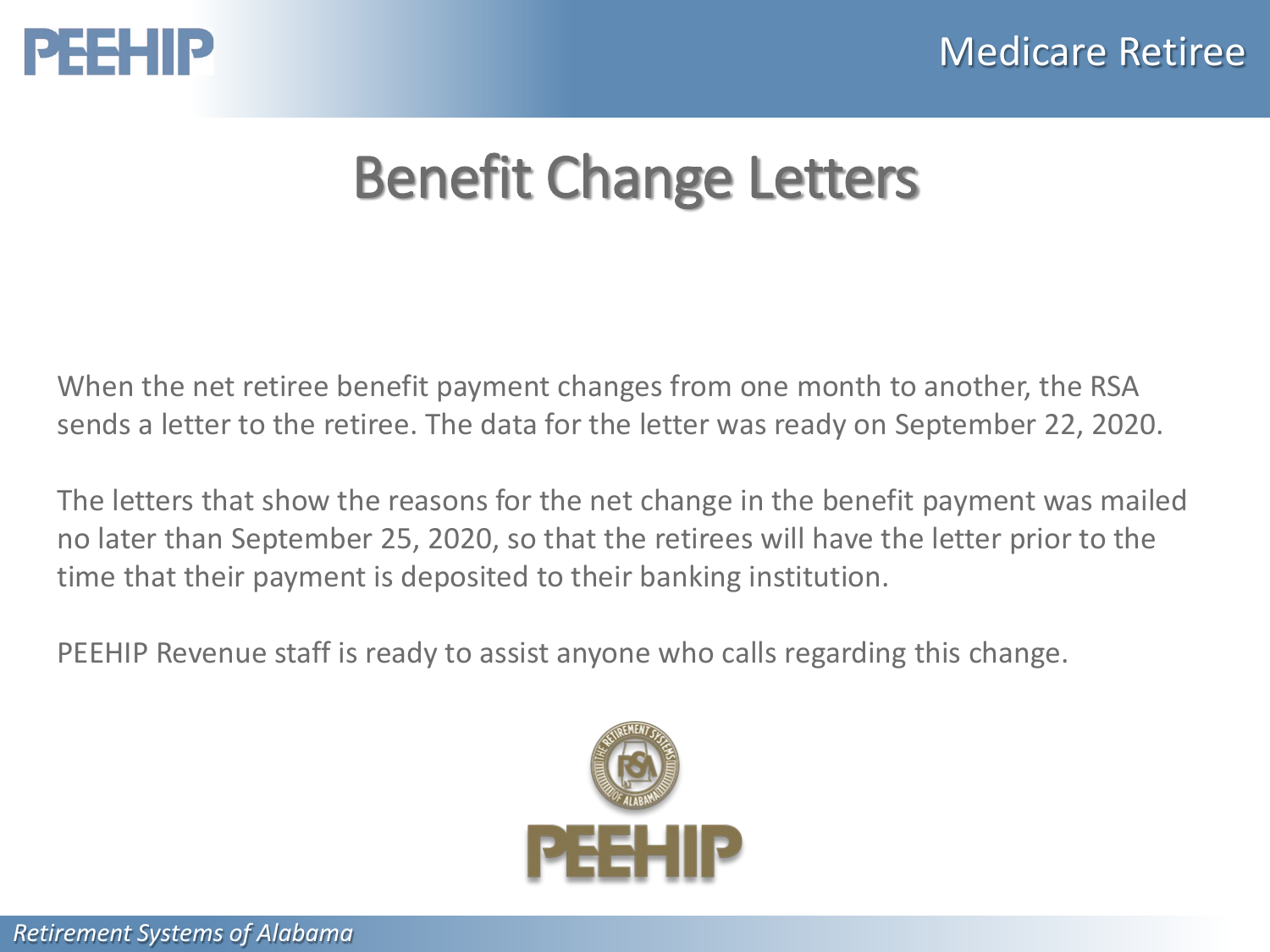# Benefit Change Letters

When the net retiree benefit payment changes from one month to another, the RSA sends a letter to the retiree. The data for the letter was ready on September 22, 2020.

The letters that show the reasons for the net change in the benefit payment was mailed no later than September 25, 2020, so that the retirees will have the letter prior to the time that their payment is deposited to their banking institution.

PEEHIP Revenue staff is ready to assist anyone who calls regarding this change.